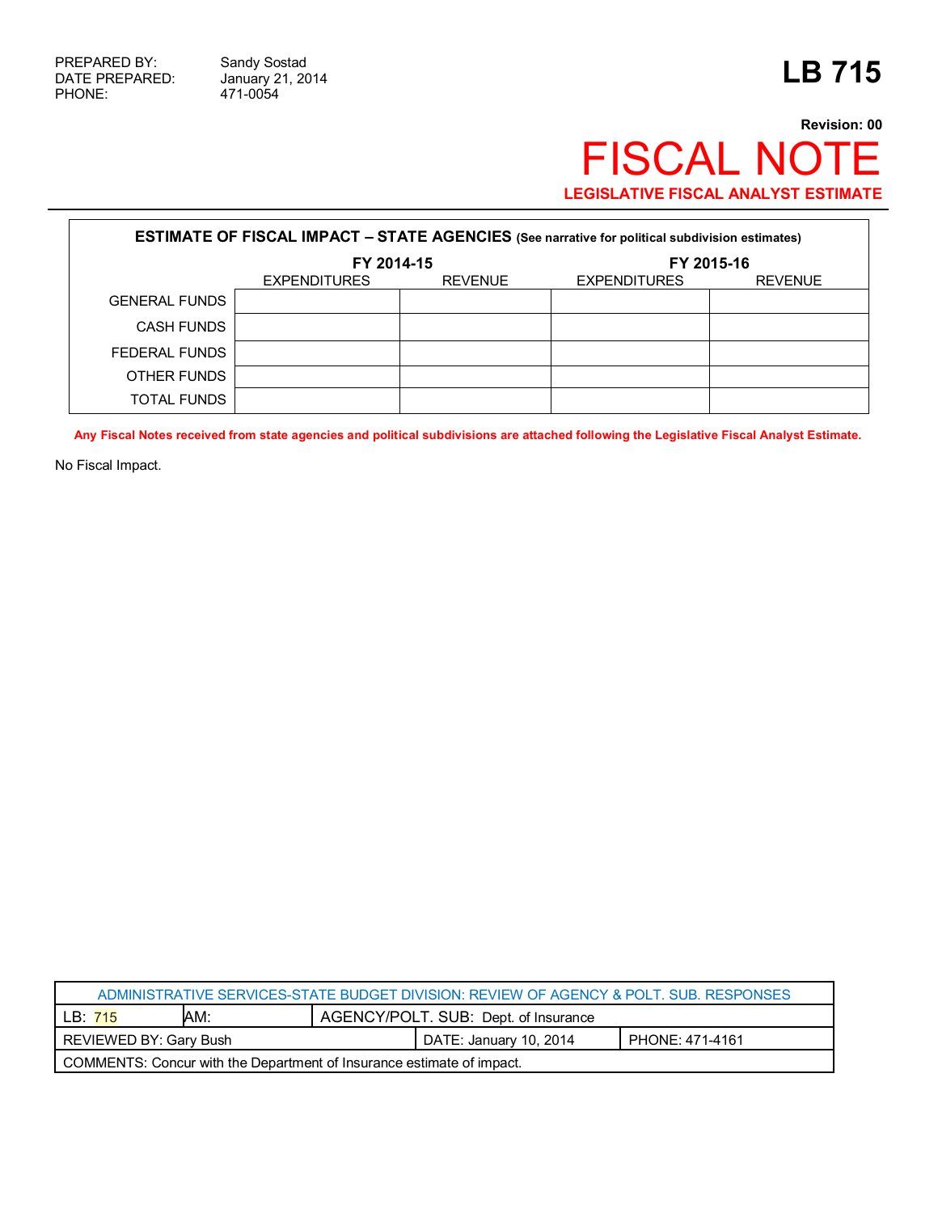PREPARED BY: Sandy Sostad
DATE PREPARED: January 21, 2014
PHONE: 471-0054

# LB 715

**Revision: 00**

# FISCAL NOTE

**LEGISLATIVE FISCAL ANALYST ESTIMATE**

**ESTIMATE OF FISCAL IMPACT – STATE AGENCIES** (See narrative for political subdivision estimates)

| | FY 2014-15 | | FY 2015-16 | |
|---|---|---|---|---|
| | EXPENDITURES | REVENUE | EXPENDITURES | REVENUE |
| GENERAL FUNDS | | | | |
| CASH FUNDS | | | | |
| FEDERAL FUNDS | | | | |
| OTHER FUNDS | | | | |
| TOTAL FUNDS | | | | |

**Any Fiscal Notes received from state agencies and political subdivisions are attached following the Legislative Fiscal Analyst Estimate.**

No Fiscal Impact.

| ADMINISTRATIVE SERVICES-STATE BUDGET DIVISION: REVIEW OF AGENCY & POLT. SUB. RESPONSES | | | | |
|---|---|---|---|---|
| LB: 715 | AM: | AGENCY/POLT. SUB: Dept. of Insurance | | |
| REVIEWED BY: Gary Bush | | DATE: January 10, 2014 | | PHONE: 471-4161 |
| COMMENTS: Concur with the Department of Insurance estimate of impact. | | | | |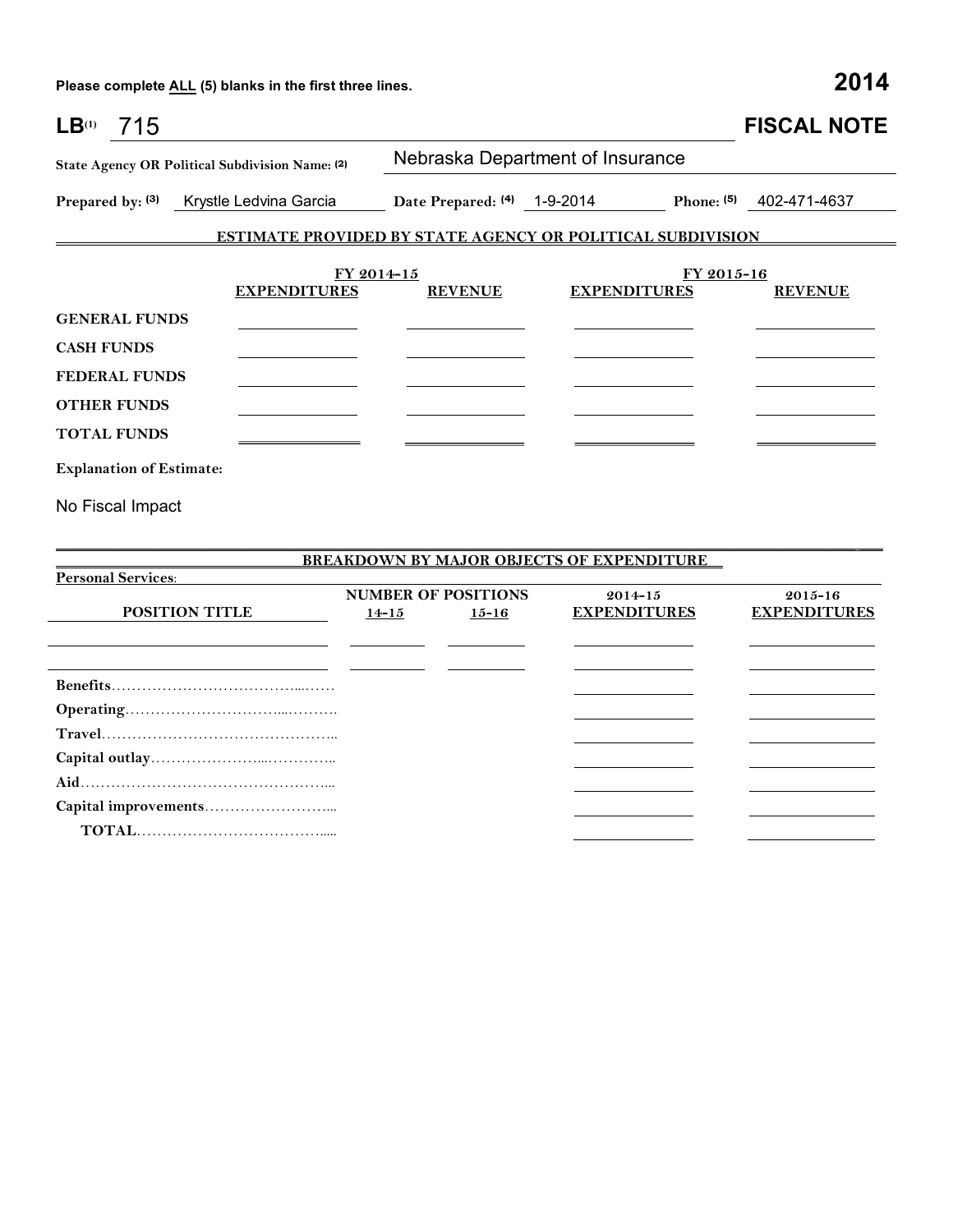Please complete ALL (5) blanks in the first three lines.

**2014**

# LB[(1)] 715 — FISCAL NOTE

**State Agency OR Political Subdivision Name: (2)** Nebraska Department of Insurance

**Prepared by: (3)** Krystle Ledvina Garcia **Date Prepared: (4)** 1-9-2014 **Phone: (5)** 402-471-4637

## ESTIMATE PROVIDED BY STATE AGENCY OR POLITICAL SUBDIVISION

| | FY 2014-15 | | FY 2015-16 | |
|---|---|---|---|---|
| | **EXPENDITURES** | **REVENUE** | **EXPENDITURES** | **REVENUE** |
| **GENERAL FUNDS** | | | | |
| **CASH FUNDS** | | | | |
| **FEDERAL FUNDS** | | | | |
| **OTHER FUNDS** | | | | |
| **TOTAL FUNDS** | | | | |

**Explanation of Estimate:**

No Fiscal Impact

## BREAKDOWN BY MAJOR OBJECTS OF EXPENDITURE

**Personal Services:**

| POSITION TITLE | NUMBER OF POSITIONS 14-15 | NUMBER OF POSITIONS 15-16 | 2014-15 EXPENDITURES | 2015-16 EXPENDITURES |
|---|---|---|---|---|
| | | | | |
| | | | | |
| **Benefits** | | | | |
| **Operating** | | | | |
| **Travel** | | | | |
| **Capital outlay** | | | | |
| **Aid** | | | | |
| **Capital improvements** | | | | |
| **TOTAL** | | | | |